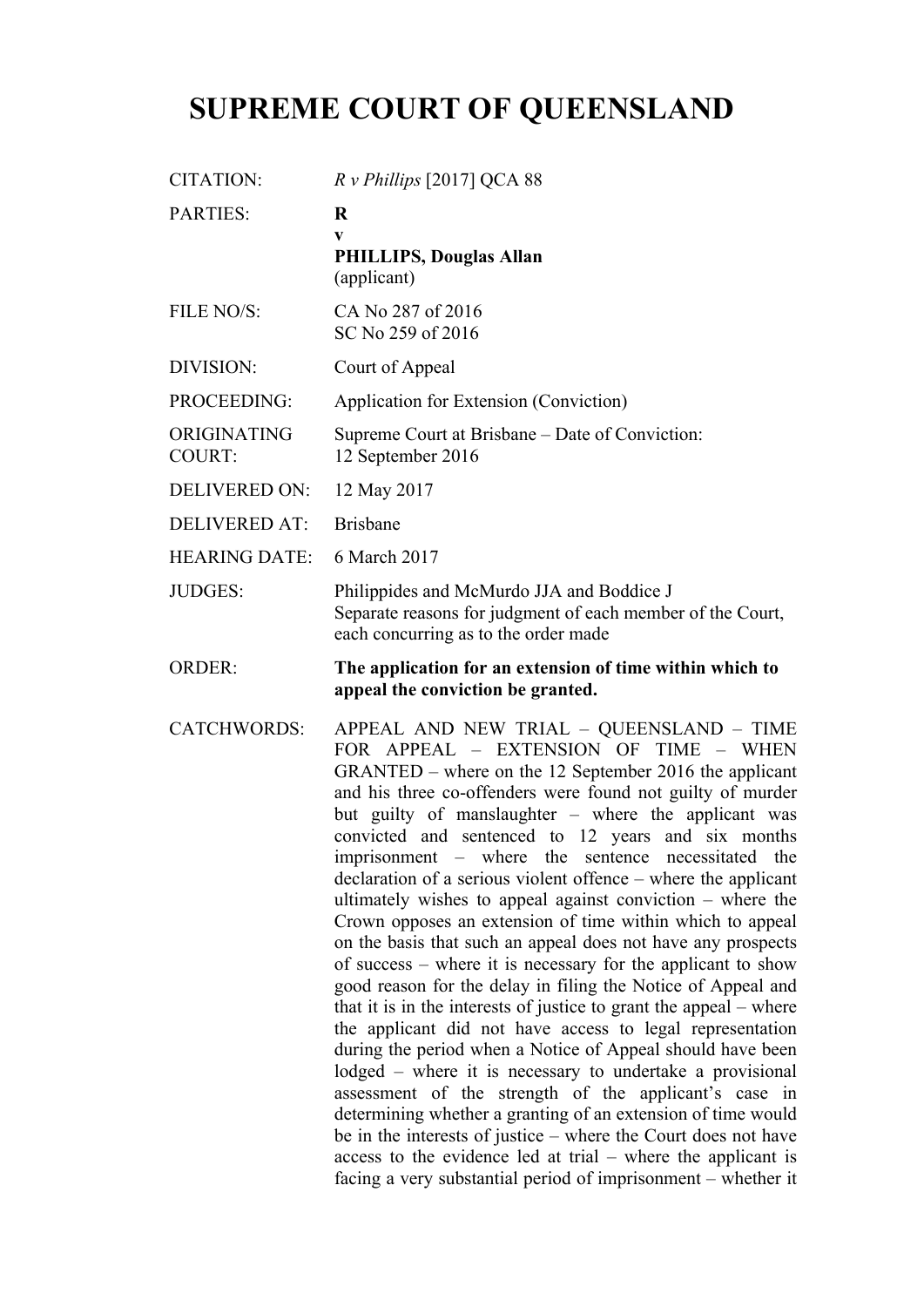# SUPREME COURT OF QUEENSLAND

| | |
|---|---|
| CITATION: | *R v Phillips* [2017] QCA 88 |
| PARTIES: | **R**<br>**v**<br>**PHILLIPS, Douglas Allan**<br>(applicant) |
| FILE NO/S: | CA No 287 of 2016<br>SC No 259 of 2016 |
| DIVISION: | Court of Appeal |
| PROCEEDING: | Application for Extension (Conviction) |
| ORIGINATING COURT: | Supreme Court at Brisbane – Date of Conviction: 12 September 2016 |
| DELIVERED ON: | 12 May 2017 |
| DELIVERED AT: | Brisbane |
| HEARING DATE: | 6 March 2017 |
| JUDGES: | Philippides and McMurdo JJA and Boddice J<br>Separate reasons for judgment of each member of the Court, each concurring as to the order made |
| ORDER: | **The application for an extension of time within which to appeal the conviction be granted.** |
| CATCHWORDS: | APPEAL AND NEW TRIAL – QUEENSLAND – TIME FOR APPEAL – EXTENSION OF TIME – WHEN GRANTED – where on the 12 September 2016 the applicant and his three co-offenders were found not guilty of murder but guilty of manslaughter – where the applicant was convicted and sentenced to 12 years and six months imprisonment – where the sentence necessitated the declaration of a serious violent offence – where the applicant ultimately wishes to appeal against conviction – where the Crown opposes an extension of time within which to appeal on the basis that such an appeal does not have any prospects of success – where it is necessary for the applicant to show good reason for the delay in filing the Notice of Appeal and that it is in the interests of justice to grant the appeal – where the applicant did not have access to legal representation during the period when a Notice of Appeal should have been lodged – where it is necessary to undertake a provisional assessment of the strength of the applicant's case in determining whether a granting of an extension of time would be in the interests of justice – where the Court does not have access to the evidence led at trial – where the applicant is facing a very substantial period of imprisonment – whether it |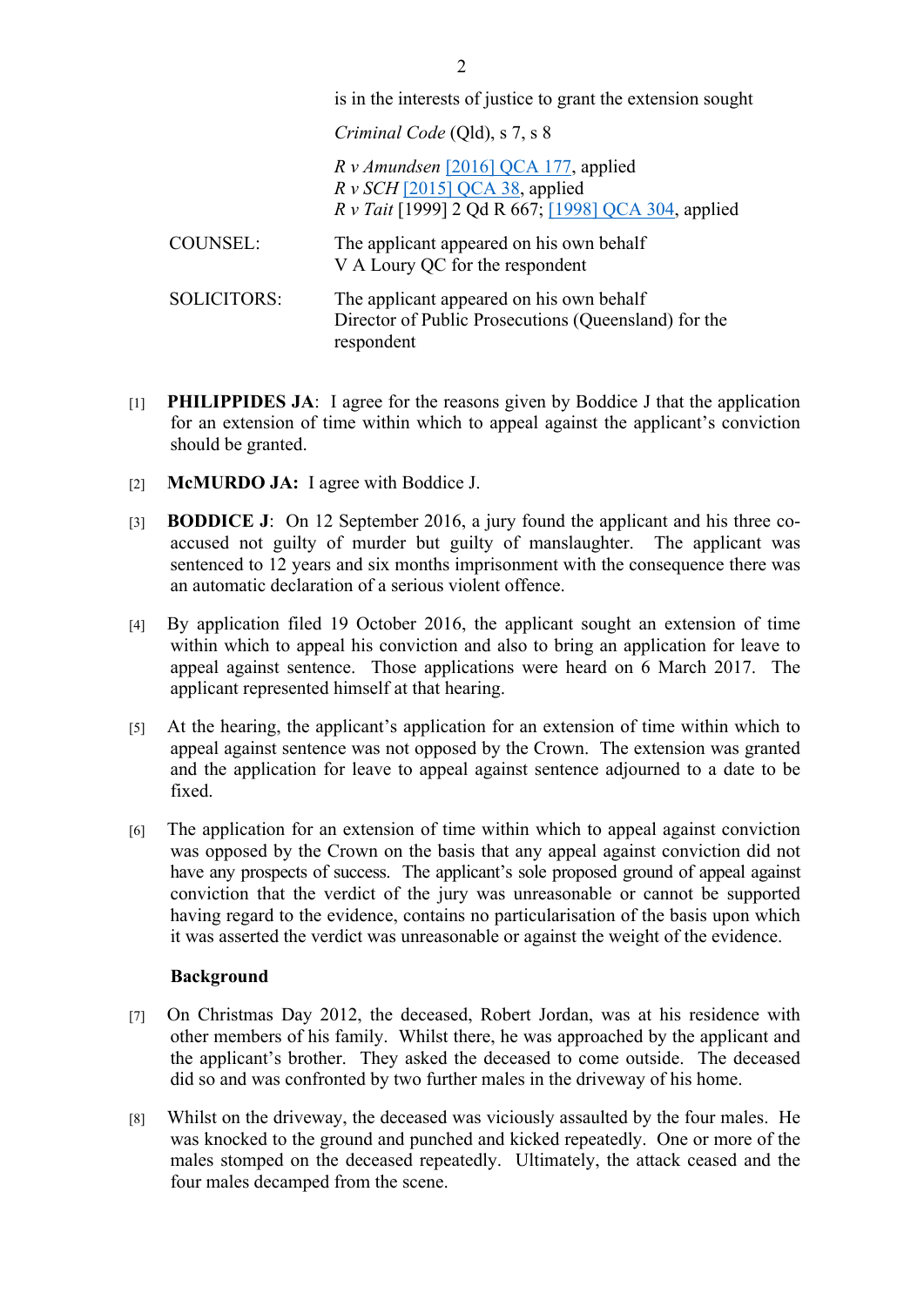is in the interests of justice to grant the extension sought

*Criminal Code* (Qld), s 7, s 8

*R v Amundsen* [2016] QCA 177, applied
*R v SCH* [2015] QCA 38, applied
*R v Tait* [1999] 2 Qd R 667; [1998] QCA 304, applied

COUNSEL: The applicant appeared on his own behalf
V A Loury QC for the respondent

SOLICITORS: The applicant appeared on his own behalf
Director of Public Prosecutions (Queensland) for the respondent

[1] **PHILIPPIDES JA**: I agree for the reasons given by Boddice J that the application for an extension of time within which to appeal against the applicant's conviction should be granted.

[2] **McMURDO JA:** I agree with Boddice J.

[3] **BODDICE J**: On 12 September 2016, a jury found the applicant and his three co-accused not guilty of murder but guilty of manslaughter. The applicant was sentenced to 12 years and six months imprisonment with the consequence there was an automatic declaration of a serious violent offence.

[4] By application filed 19 October 2016, the applicant sought an extension of time within which to appeal his conviction and also to bring an application for leave to appeal against sentence. Those applications were heard on 6 March 2017. The applicant represented himself at that hearing.

[5] At the hearing, the applicant's application for an extension of time within which to appeal against sentence was not opposed by the Crown. The extension was granted and the application for leave to appeal against sentence adjourned to a date to be fixed.

[6] The application for an extension of time within which to appeal against conviction was opposed by the Crown on the basis that any appeal against conviction did not have any prospects of success. The applicant's sole proposed ground of appeal against conviction that the verdict of the jury was unreasonable or cannot be supported having regard to the evidence, contains no particularisation of the basis upon which it was asserted the verdict was unreasonable or against the weight of the evidence.

**Background**

[7] On Christmas Day 2012, the deceased, Robert Jordan, was at his residence with other members of his family. Whilst there, he was approached by the applicant and the applicant's brother. They asked the deceased to come outside. The deceased did so and was confronted by two further males in the driveway of his home.

[8] Whilst on the driveway, the deceased was viciously assaulted by the four males. He was knocked to the ground and punched and kicked repeatedly. One or more of the males stomped on the deceased repeatedly. Ultimately, the attack ceased and the four males decamped from the scene.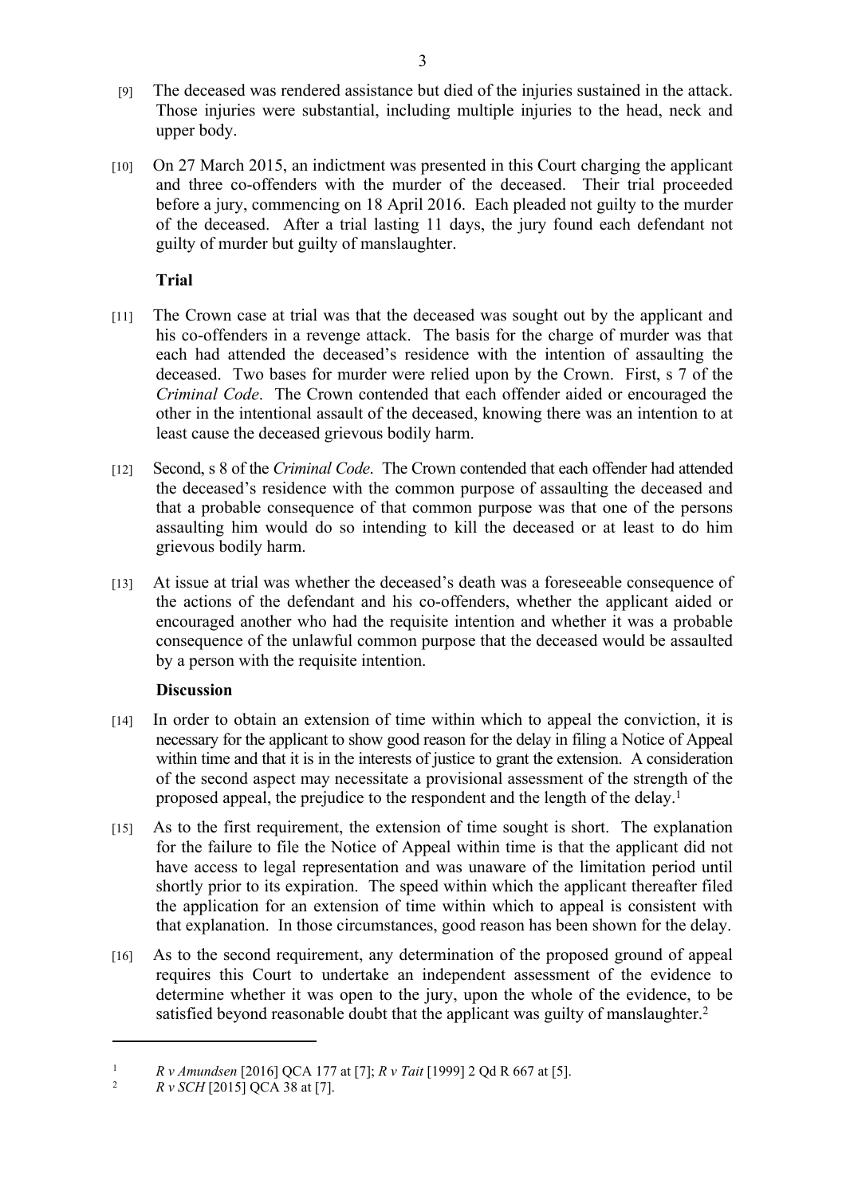[9] The deceased was rendered assistance but died of the injuries sustained in the attack. Those injuries were substantial, including multiple injuries to the head, neck and upper body.

[10] On 27 March 2015, an indictment was presented in this Court charging the applicant and three co-offenders with the murder of the deceased. Their trial proceeded before a jury, commencing on 18 April 2016. Each pleaded not guilty to the murder of the deceased. After a trial lasting 11 days, the jury found each defendant not guilty of murder but guilty of manslaughter.

**Trial**

[11] The Crown case at trial was that the deceased was sought out by the applicant and his co-offenders in a revenge attack. The basis for the charge of murder was that each had attended the deceased's residence with the intention of assaulting the deceased. Two bases for murder were relied upon by the Crown. First, s 7 of the *Criminal Code*. The Crown contended that each offender aided or encouraged the other in the intentional assault of the deceased, knowing there was an intention to at least cause the deceased grievous bodily harm.

[12] Second, s 8 of the *Criminal Code*. The Crown contended that each offender had attended the deceased's residence with the common purpose of assaulting the deceased and that a probable consequence of that common purpose was that one of the persons assaulting him would do so intending to kill the deceased or at least to do him grievous bodily harm.

[13] At issue at trial was whether the deceased's death was a foreseeable consequence of the actions of the defendant and his co-offenders, whether the applicant aided or encouraged another who had the requisite intention and whether it was a probable consequence of the unlawful common purpose that the deceased would be assaulted by a person with the requisite intention.

**Discussion**

[14] In order to obtain an extension of time within which to appeal the conviction, it is necessary for the applicant to show good reason for the delay in filing a Notice of Appeal within time and that it is in the interests of justice to grant the extension. A consideration of the second aspect may necessitate a provisional assessment of the strength of the proposed appeal, the prejudice to the respondent and the length of the delay.[1]

[15] As to the first requirement, the extension of time sought is short. The explanation for the failure to file the Notice of Appeal within time is that the applicant did not have access to legal representation and was unaware of the limitation period until shortly prior to its expiration. The speed within which the applicant thereafter filed the application for an extension of time within which to appeal is consistent with that explanation. In those circumstances, good reason has been shown for the delay.

[16] As to the second requirement, any determination of the proposed ground of appeal requires this Court to undertake an independent assessment of the evidence to determine whether it was open to the jury, upon the whole of the evidence, to be satisfied beyond reasonable doubt that the applicant was guilty of manslaughter.[2]

---

[1] *R v Amundsen* [2016] QCA 177 at [7]; *R v Tait* [1999] 2 Qd R 667 at [5].

[2] *R v SCH* [2015] QCA 38 at [7].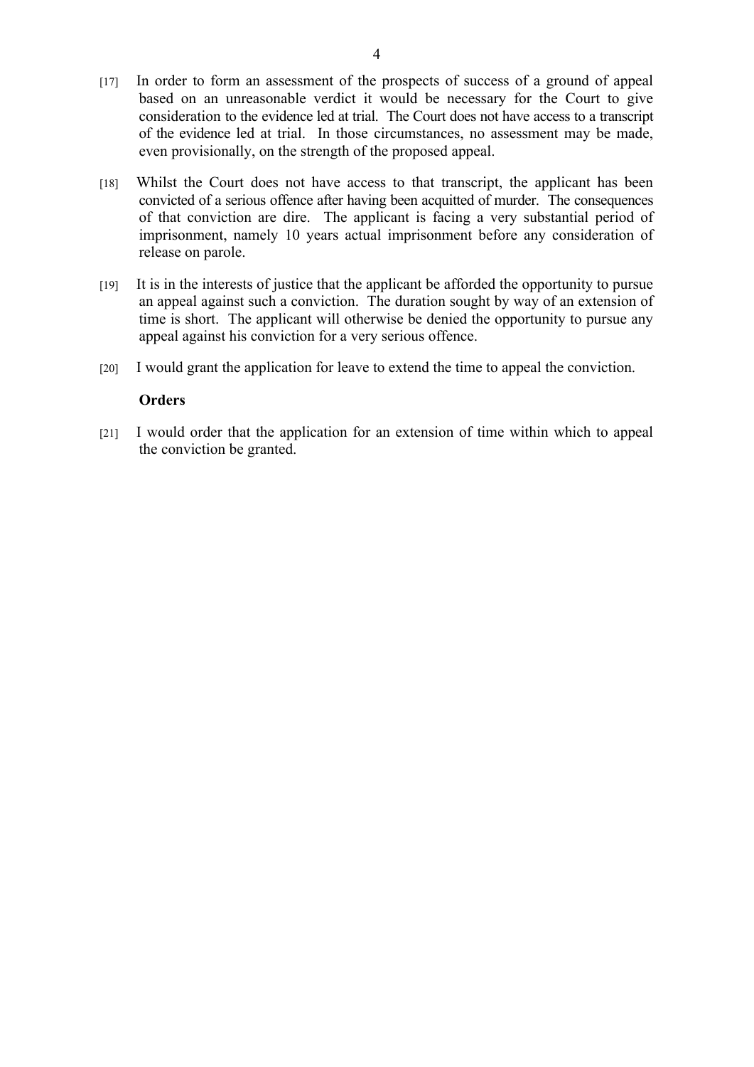[17] In order to form an assessment of the prospects of success of a ground of appeal based on an unreasonable verdict it would be necessary for the Court to give consideration to the evidence led at trial. The Court does not have access to a transcript of the evidence led at trial. In those circumstances, no assessment may be made, even provisionally, on the strength of the proposed appeal.

[18] Whilst the Court does not have access to that transcript, the applicant has been convicted of a serious offence after having been acquitted of murder. The consequences of that conviction are dire. The applicant is facing a very substantial period of imprisonment, namely 10 years actual imprisonment before any consideration of release on parole.

[19] It is in the interests of justice that the applicant be afforded the opportunity to pursue an appeal against such a conviction. The duration sought by way of an extension of time is short. The applicant will otherwise be denied the opportunity to pursue any appeal against his conviction for a very serious offence.

[20] I would grant the application for leave to extend the time to appeal the conviction.

**Orders**

[21] I would order that the application for an extension of time within which to appeal the conviction be granted.